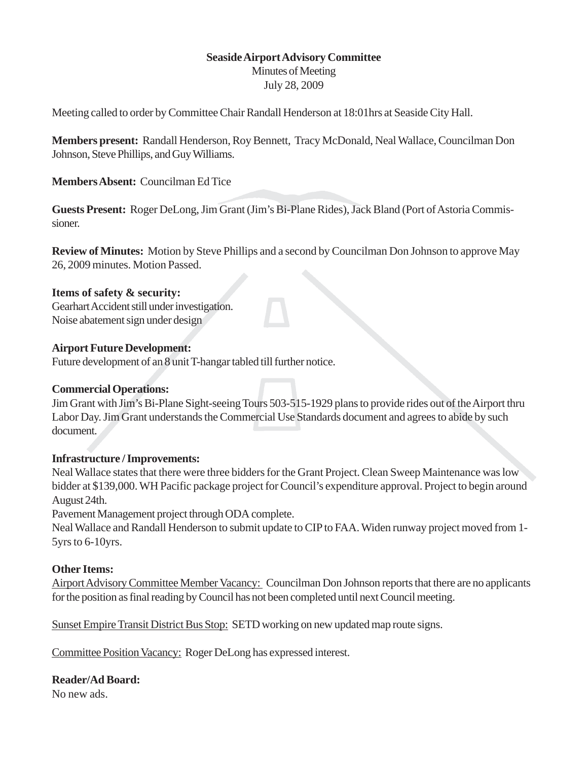# Seaside Airport Advisory Committee

Minutes of Meeting
July 28, 2009

Meeting called to order by Committee Chair Randall Henderson at 18:01hrs at Seaside City Hall.

**Members present:** Randall Henderson, Roy Bennett, Tracy McDonald, Neal Wallace, Councilman Don Johnson, Steve Phillips, and Guy Williams.

**Members Absent:** Councilman Ed Tice

**Guests Present:** Roger DeLong, Jim Grant (Jim's Bi-Plane Rides), Jack Bland (Port of Astoria Commissioner.

**Review of Minutes:** Motion by Steve Phillips and a second by Councilman Don Johnson to approve May 26, 2009 minutes. Motion Passed.

**Items of safety & security:**
Gearhart Accident still under investigation.
Noise abatement sign under design

**Airport Future Development:**
Future development of an 8 unit T-hangar tabled till further notice.

**Commercial Operations:**
Jim Grant with Jim's Bi-Plane Sight-seeing Tours 503-515-1929 plans to provide rides out of the Airport thru Labor Day. Jim Grant understands the Commercial Use Standards document and agrees to abide by such document.

**Infrastructure / Improvements:**
Neal Wallace states that there were three bidders for the Grant Project. Clean Sweep Maintenance was low bidder at $139,000. WH Pacific package project for Council's expenditure approval. Project to begin around August 24th.
Pavement Management project through ODA complete.
Neal Wallace and Randall Henderson to submit update to CIP to FAA. Widen runway project moved from 1-5yrs to 6-10yrs.

**Other Items:**
Airport Advisory Committee Member Vacancy: Councilman Don Johnson reports that there are no applicants for the position as final reading by Council has not been completed until next Council meeting.

Sunset Empire Transit District Bus Stop: SETD working on new updated map route signs.

Committee Position Vacancy: Roger DeLong has expressed interest.

**Reader/Ad Board:**
No new ads.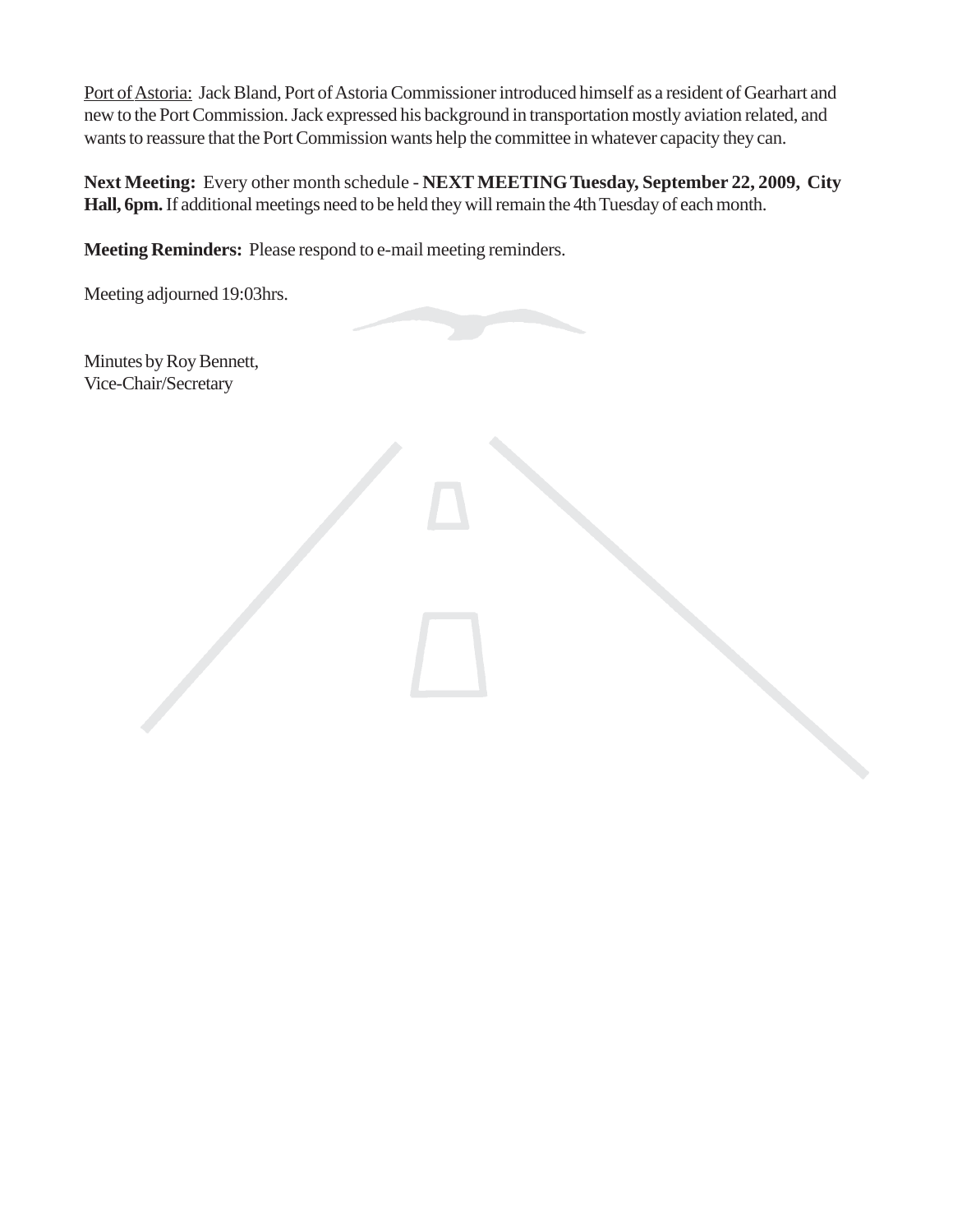Port of Astoria: Jack Bland, Port of Astoria Commissioner introduced himself as a resident of Gearhart and new to the Port Commission. Jack expressed his background in transportation mostly aviation related, and wants to reassure that the Port Commission wants help the committee in whatever capacity they can.

**Next Meeting:** Every other month schedule - **NEXT MEETING Tuesday, September 22, 2009, City Hall, 6pm.** If additional meetings need to be held they will remain the 4th Tuesday of each month.

**Meeting Reminders:** Please respond to e-mail meeting reminders.

Meeting adjourned 19:03hrs.

Minutes by Roy Bennett,
Vice-Chair/Secretary